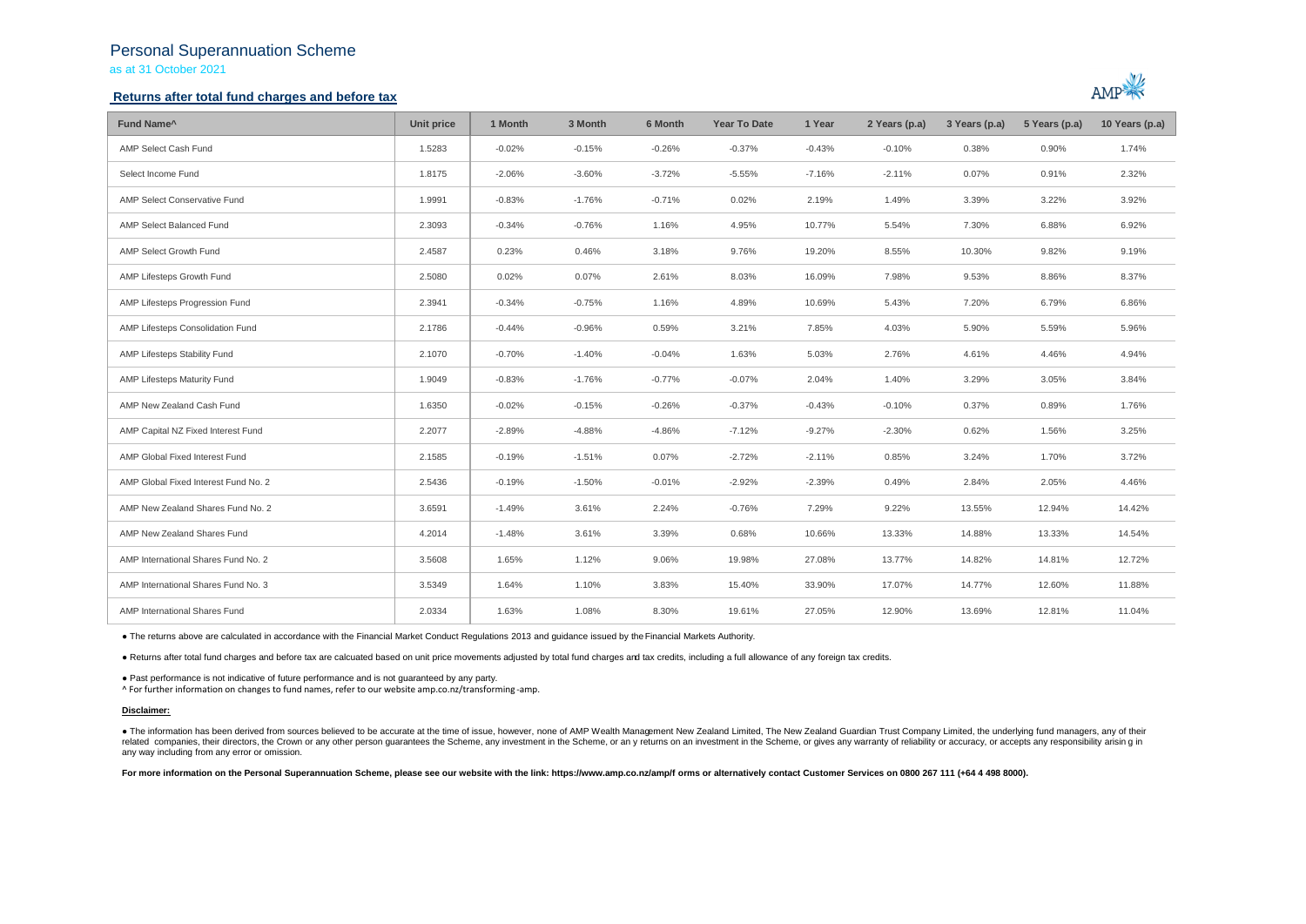# Personal Superannuation Scheme

as at 31 October 2021

## Returns after total fund charges and before tax

| Fund Name^ | Unit price | 1 Month | 3 Month | 6 Month | Year To Date | 1 Year | 2 Years (p.a) | 3 Years (p.a) | 5 Years (p.a) | 10 Years (p.a) |
|---|---|---|---|---|---|---|---|---|---|---|
| AMP Select Cash Fund | 1.5283 | -0.02% | -0.15% | -0.26% | -0.37% | -0.43% | -0.10% | 0.38% | 0.90% | 1.74% |
| Select Income Fund | 1.8175 | -2.06% | -3.60% | -3.72% | -5.55% | -7.16% | -2.11% | 0.07% | 0.91% | 2.32% |
| AMP Select Conservative Fund | 1.9991 | -0.83% | -1.76% | -0.71% | 0.02% | 2.19% | 1.49% | 3.39% | 3.22% | 3.92% |
| AMP Select Balanced Fund | 2.3093 | -0.34% | -0.76% | 1.16% | 4.95% | 10.77% | 5.54% | 7.30% | 6.88% | 6.92% |
| AMP Select Growth Fund | 2.4587 | 0.23% | 0.46% | 3.18% | 9.76% | 19.20% | 8.55% | 10.30% | 9.82% | 9.19% |
| AMP Lifesteps Growth Fund | 2.5080 | 0.02% | 0.07% | 2.61% | 8.03% | 16.09% | 7.98% | 9.53% | 8.86% | 8.37% |
| AMP Lifesteps Progression Fund | 2.3941 | -0.34% | -0.75% | 1.16% | 4.89% | 10.69% | 5.43% | 7.20% | 6.79% | 6.86% |
| AMP Lifesteps Consolidation Fund | 2.1786 | -0.44% | -0.96% | 0.59% | 3.21% | 7.85% | 4.03% | 5.90% | 5.59% | 5.96% |
| AMP Lifesteps Stability Fund | 2.1070 | -0.70% | -1.40% | -0.04% | 1.63% | 5.03% | 2.76% | 4.61% | 4.46% | 4.94% |
| AMP Lifesteps Maturity Fund | 1.9049 | -0.83% | -1.76% | -0.77% | -0.07% | 2.04% | 1.40% | 3.29% | 3.05% | 3.84% |
| AMP New Zealand Cash Fund | 1.6350 | -0.02% | -0.15% | -0.26% | -0.37% | -0.43% | -0.10% | 0.37% | 0.89% | 1.76% |
| AMP Capital NZ Fixed Interest Fund | 2.2077 | -2.89% | -4.88% | -4.86% | -7.12% | -9.27% | -2.30% | 0.62% | 1.56% | 3.25% |
| AMP Global Fixed Interest Fund | 2.1585 | -0.19% | -1.51% | 0.07% | -2.72% | -2.11% | 0.85% | 3.24% | 1.70% | 3.72% |
| AMP Global Fixed Interest Fund No. 2 | 2.5436 | -0.19% | -1.50% | -0.01% | -2.92% | -2.39% | 0.49% | 2.84% | 2.05% | 4.46% |
| AMP New Zealand Shares Fund No. 2 | 3.6591 | -1.49% | 3.61% | 2.24% | -0.76% | 7.29% | 9.22% | 13.55% | 12.94% | 14.42% |
| AMP New Zealand Shares Fund | 4.2014 | -1.48% | 3.61% | 3.39% | 0.68% | 10.66% | 13.33% | 14.88% | 13.33% | 14.54% |
| AMP International Shares Fund No. 2 | 3.5608 | 1.65% | 1.12% | 9.06% | 19.98% | 27.08% | 13.77% | 14.82% | 14.81% | 12.72% |
| AMP International Shares Fund No. 3 | 3.5349 | 1.64% | 1.10% | 3.83% | 15.40% | 33.90% | 17.07% | 14.77% | 12.60% | 11.88% |
| AMP International Shares Fund | 2.0334 | 1.63% | 1.08% | 8.30% | 19.61% | 27.05% | 12.90% | 13.69% | 12.81% | 11.04% |

- The returns above are calculated in accordance with the Financial Market Conduct Regulations 2013 and guidance issued by the Financial Markets Authority.
- Returns after total fund charges and before tax are calcuated based on unit price movements adjusted by total fund charges and tax credits, including a full allowance of any foreign tax credits.
- Past performance is not indicative of future performance and is not guaranteed by any party.

^ For further information on changes to fund names, refer to our website amp.co.nz/transforming-amp.

**Disclaimer:**

- The information has been derived from sources believed to be accurate at the time of issue, however, none of AMP Wealth Management New Zealand Limited, The New Zealand Guardian Trust Company Limited, the underlying fund managers, any of their related companies, their directors, the Crown or any other person guarantees the Scheme, any investment in the Scheme, or any returns on an investment in the Scheme, or gives any warranty of reliability or accuracy, or accepts any responsibility arising in any way including from any error or omission.

**For more information on the Personal Superannuation Scheme, please see our website with the link: https://www.amp.co.nz/amp/forms or alternatively contact Customer Services on 0800 267 111 (+64 4 498 8000).**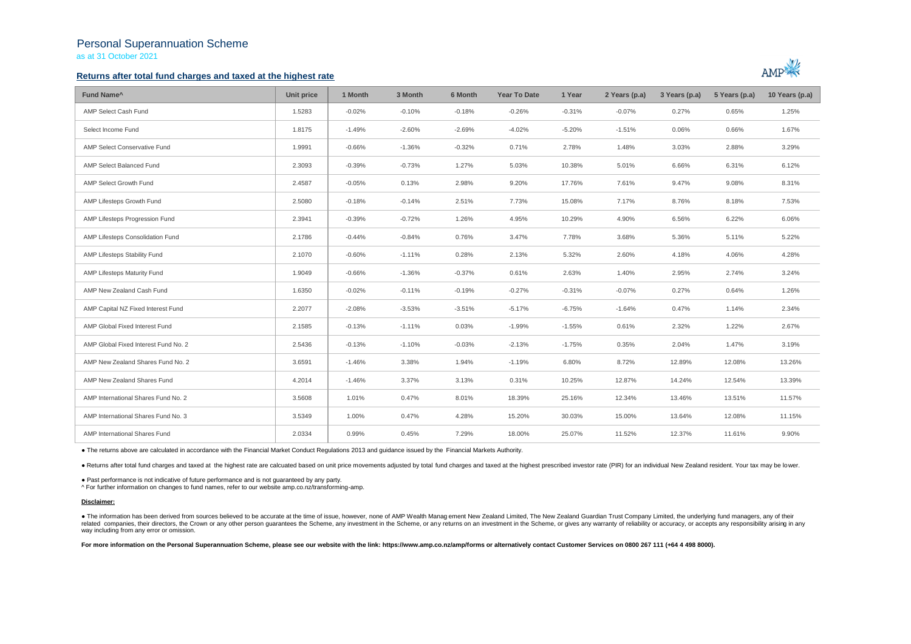# Personal Superannuation Scheme

as at 31 October 2021

## Returns after total fund charges and taxed at the highest rate

| Fund Name^ | Unit price | 1 Month | 3 Month | 6 Month | Year To Date | 1 Year | 2 Years (p.a) | 3 Years (p.a) | 5 Years (p.a) | 10 Years (p.a) |
|---|---|---|---|---|---|---|---|---|---|---|
| AMP Select Cash Fund | 1.5283 | -0.02% | -0.10% | -0.18% | -0.26% | -0.31% | -0.07% | 0.27% | 0.65% | 1.25% |
| Select Income Fund | 1.8175 | -1.49% | -2.60% | -2.69% | -4.02% | -5.20% | -1.51% | 0.06% | 0.66% | 1.67% |
| AMP Select Conservative Fund | 1.9991 | -0.66% | -1.36% | -0.32% | 0.71% | 2.78% | 1.48% | 3.03% | 2.88% | 3.29% |
| AMP Select Balanced Fund | 2.3093 | -0.39% | -0.73% | 1.27% | 5.03% | 10.38% | 5.01% | 6.66% | 6.31% | 6.12% |
| AMP Select Growth Fund | 2.4587 | -0.05% | 0.13% | 2.98% | 9.20% | 17.76% | 7.61% | 9.47% | 9.08% | 8.31% |
| AMP Lifesteps Growth Fund | 2.5080 | -0.18% | -0.14% | 2.51% | 7.73% | 15.08% | 7.17% | 8.76% | 8.18% | 7.53% |
| AMP Lifesteps Progression Fund | 2.3941 | -0.39% | -0.72% | 1.26% | 4.95% | 10.29% | 4.90% | 6.56% | 6.22% | 6.06% |
| AMP Lifesteps Consolidation Fund | 2.1786 | -0.44% | -0.84% | 0.76% | 3.47% | 7.78% | 3.68% | 5.36% | 5.11% | 5.22% |
| AMP Lifesteps Stability Fund | 2.1070 | -0.60% | -1.11% | 0.28% | 2.13% | 5.32% | 2.60% | 4.18% | 4.06% | 4.28% |
| AMP Lifesteps Maturity Fund | 1.9049 | -0.66% | -1.36% | -0.37% | 0.61% | 2.63% | 1.40% | 2.95% | 2.74% | 3.24% |
| AMP New Zealand Cash Fund | 1.6350 | -0.02% | -0.11% | -0.19% | -0.27% | -0.31% | -0.07% | 0.27% | 0.64% | 1.26% |
| AMP Capital NZ Fixed Interest Fund | 2.2077 | -2.08% | -3.53% | -3.51% | -5.17% | -6.75% | -1.64% | 0.47% | 1.14% | 2.34% |
| AMP Global Fixed Interest Fund | 2.1585 | -0.13% | -1.11% | 0.03% | -1.99% | -1.55% | 0.61% | 2.32% | 1.22% | 2.67% |
| AMP Global Fixed Interest Fund No. 2 | 2.5436 | -0.13% | -1.10% | -0.03% | -2.13% | -1.75% | 0.35% | 2.04% | 1.47% | 3.19% |
| AMP New Zealand Shares Fund No. 2 | 3.6591 | -1.46% | 3.38% | 1.94% | -1.19% | 6.80% | 8.72% | 12.89% | 12.08% | 13.26% |
| AMP New Zealand Shares Fund | 4.2014 | -1.46% | 3.37% | 3.13% | 0.31% | 10.25% | 12.87% | 14.24% | 12.54% | 13.39% |
| AMP International Shares Fund No. 2 | 3.5608 | 1.01% | 0.47% | 8.01% | 18.39% | 25.16% | 12.34% | 13.46% | 13.51% | 11.57% |
| AMP International Shares Fund No. 3 | 3.5349 | 1.00% | 0.47% | 4.28% | 15.20% | 30.03% | 15.00% | 13.64% | 12.08% | 11.15% |
| AMP International Shares Fund | 2.0334 | 0.99% | 0.45% | 7.29% | 18.00% | 25.07% | 11.52% | 12.37% | 11.61% | 9.90% |

● The returns above are calculated in accordance with the Financial Market Conduct Regulations 2013 and guidance issued by the Financial Markets Authority.

● Returns after total fund charges and taxed at the highest rate are calcuated based on unit price movements adjusted by total fund charges and taxed at the highest prescribed investor rate (PIR) for an individual New Zealand resident. Your tax may be lower.

● Past performance is not indicative of future performance and is not guaranteed by any party.

^ For further information on changes to fund names, refer to our website amp.co.nz/transforming-amp.

**Disclaimer:**

● The information has been derived from sources believed to be accurate at the time of issue, however, none of AMP Wealth Management New Zealand Limited, The New Zealand Guardian Trust Company Limited, the underlying fund managers, any of their related companies, their directors, the Crown or any other person guarantees the Scheme, any investment in the Scheme, or any returns on an investment in the Scheme, or gives any warranty of reliability or accuracy, or accepts any responsibility arising in any way including from any error or omission.

**For more information on the Personal Superannuation Scheme, please see our website with the link: https://www.amp.co.nz/amp/forms or alternatively contact Customer Services on 0800 267 111 (+64 4 498 8000).**